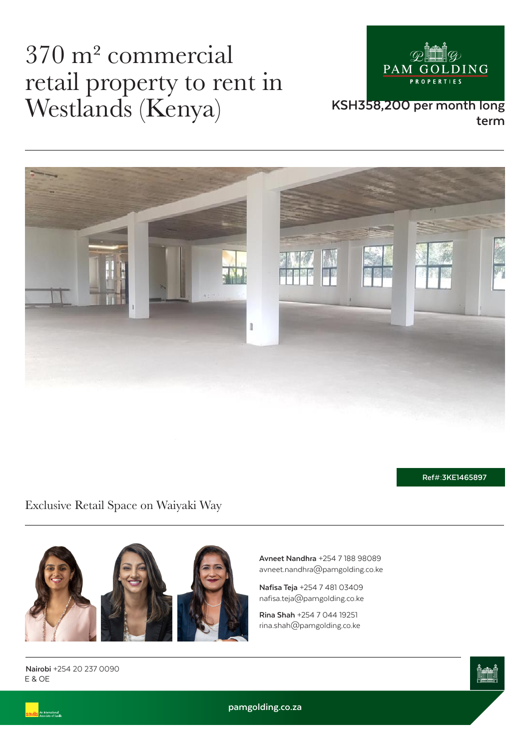# 370 m² commercial retail property to rent in Westlands (Kenya)

**KSH358,200 per month long term**

Ref#:3KE1465897

## Exclusive Retail Space on Waiyaki Way

**Avneet Nandhra** +254 7 188 98089
avneet.nandhra@pamgolding.co.ke

**Nafisa Teja** +254 7 481 03409
nafisa.teja@pamgolding.co.ke

**Rina Shah** +254 7 044 19251
rina.shah@pamgolding.co.ke

**Nairobi** +254 20 237 0090
E & OE

pamgolding.co.za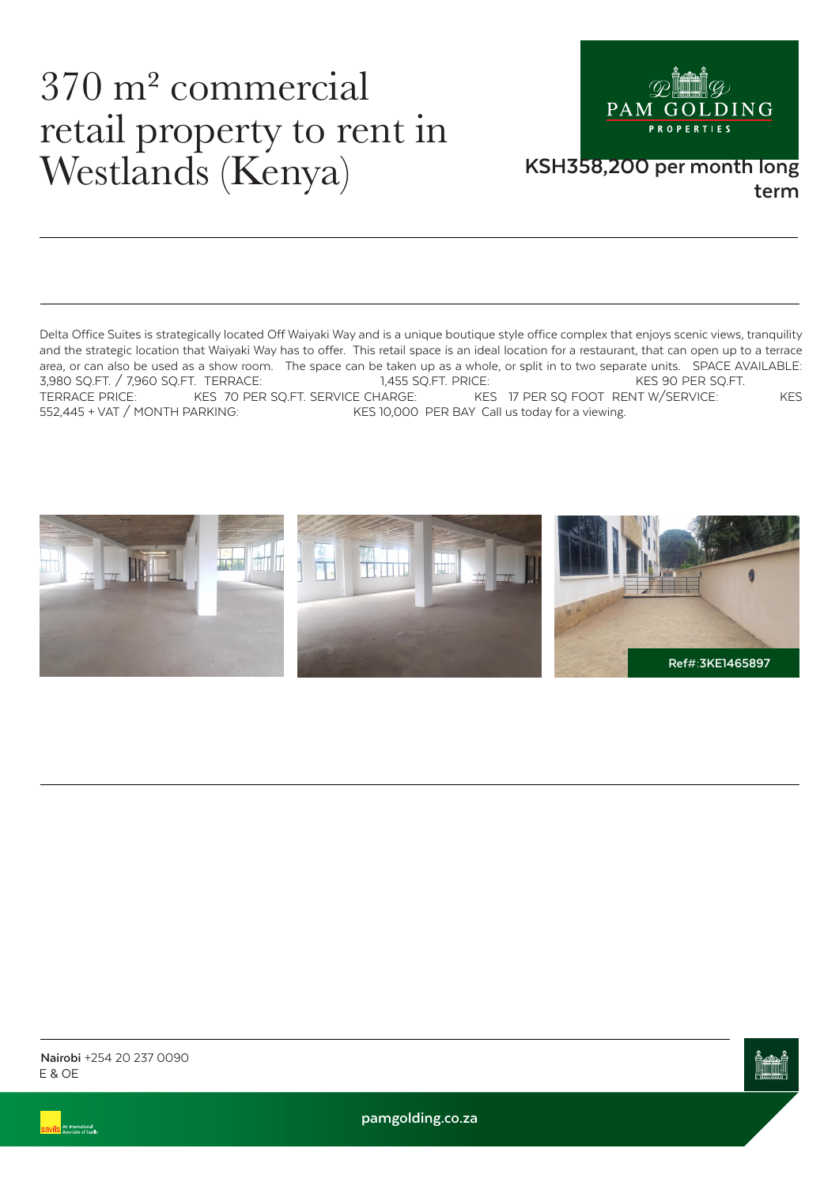# 370 m² commercial retail property to rent in Westlands (Kenya)

**KSH358,200 per month long term**

Delta Office Suites is strategically located Off Waiyaki Way and is a unique boutique style office complex that enjoys scenic views, tranquility and the strategic location that Waiyaki Way has to offer. This retail space is an ideal location for a restaurant, that can open up to a terrace area, or can also be used as a show room. The space can be taken up as a whole, or split in to two separate units. SPACE AVAILABLE: 3,980 SQ.FT. / 7,960 SQ.FT. TERRACE: 1,455 SQ.FT. PRICE: KES 90 PER SQ.FT. TERRACE PRICE: KES 70 PER SQ.FT. SERVICE CHARGE: KES 17 PER SQ FOOT RENT W/SERVICE: KES 552,445 + VAT / MONTH PARKING: KES 10,000 PER BAY Call us today for a viewing.

Ref#:3KE1465897

**Nairobi** +254 20 237 0090
E & OE

pamgolding.co.za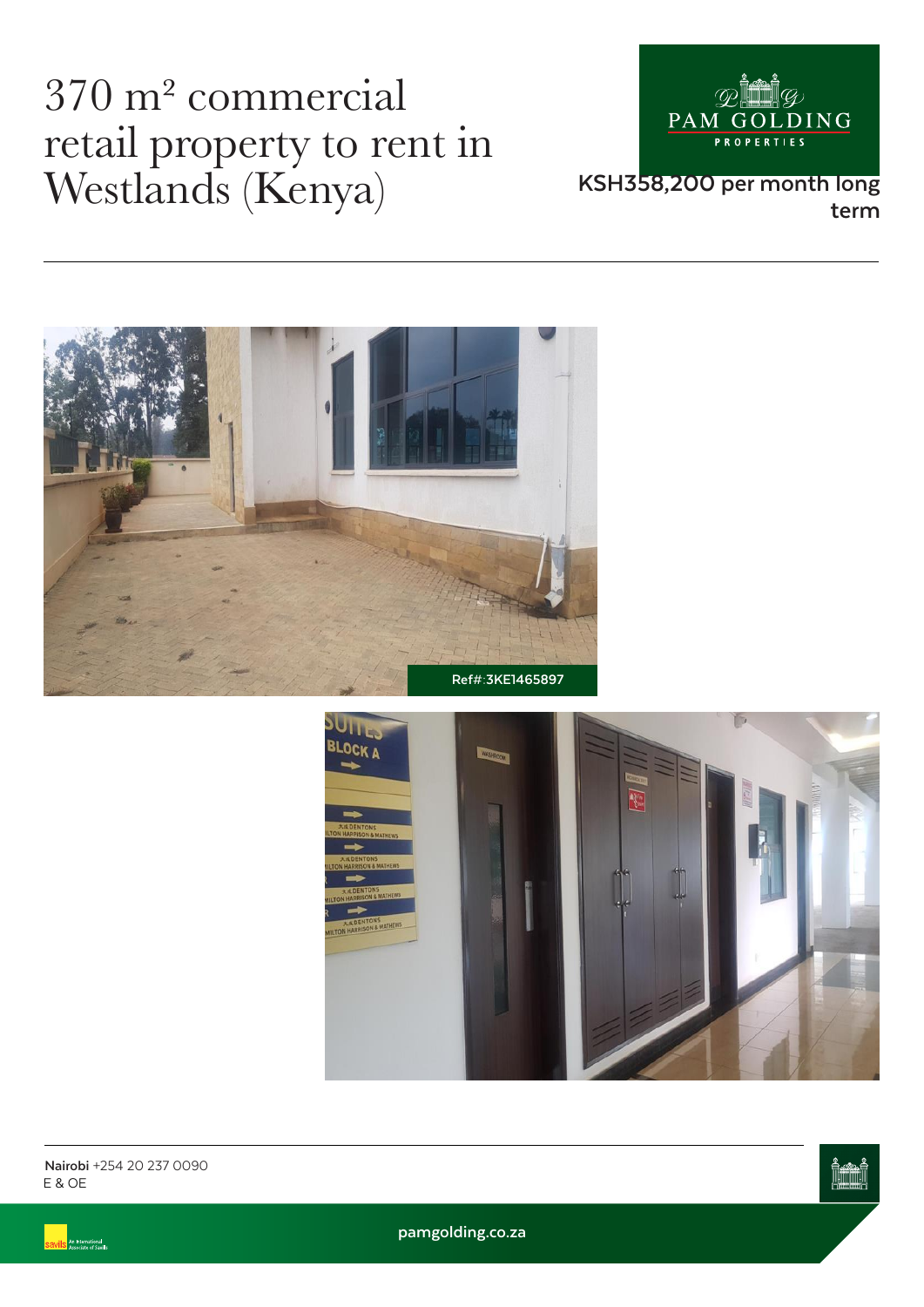# 370 m² commercial retail property to rent in Westlands (Kenya)

KSH358,200 per month long term

Ref#:3KE1465897

**Nairobi** +254 20 237 0090
E & OE

pamgolding.co.za